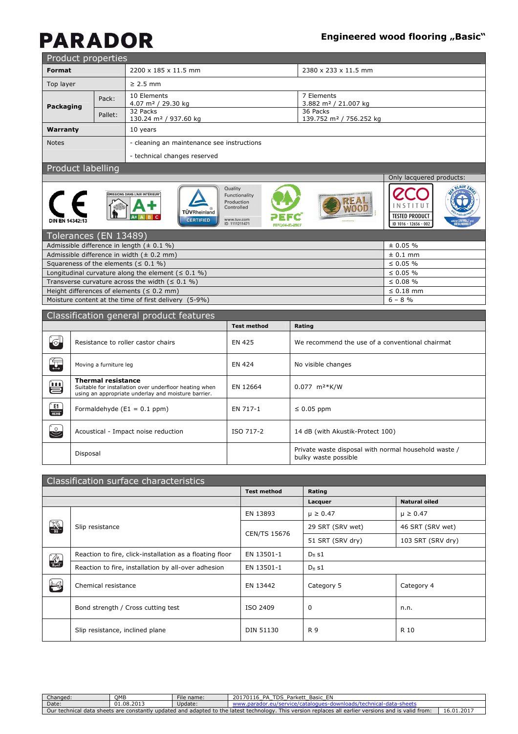# PARADOR

## Engineered wood flooring „Basic"

## Product properties

| | | | |
|---|---|---|---|
| **Format** | | 2200 x 185 x 11.5 mm | 2380 x 233 x 11.5 mm |
| Top layer | | ≥ 2.5 mm | |
| **Packaging** | Pack: | 10 Elements<br>4.07 m² / 29.30 kg | 7 Elements<br>3.882 m² / 21.007 kg |
| | Pallet: | 32 Packs<br>130.24 m² / 937.60 kg | 36 Packs<br>139.752 m² / 756.252 kg |
| **Warranty** | | 10 years | |
| Notes | | - cleaning an maintenance see instructions<br>- technical changes reserved | |

## Product labelling

DIN EN 14342:13

EMISSIONS DANS L'AIR INTÉRIEUR A+

TÜVRheinland CERTIFIED — Quality Functionality Production Controlled — www.tuv.com ID 1111211471

PEFC

REAL WOOD

Only lacquered products: eco INSTITUT TESTED PRODUCT ID 1016 - 12656 - 002; DER BLAUE ENGEL

## Tolerances (EN 13489)

| | |
|---|---|
| Admissible difference in length (± 0.1 %) | ± 0.05 % |
| Admissible difference in width (± 0.2 mm) | ± 0.1 mm |
| Squareness of the elements (≤ 0.1 %) | ≤ 0.05 % |
| Longitudinal curvature along the element (≤ 0.1 %) | ≤ 0.05 % |
| Transverse curvature across the width (≤ 0.1 %) | ≤ 0.08 % |
| Height differences of elements (≤ 0.2 mm) | ≤ 0.18 mm |
| Moisture content at the time of first delivery (5-9%) | 6 – 8 % |

## Classification general product features

| | Test method | Rating |
|---|---|---|
| Resistance to roller castor chairs | EN 425 | We recommend the use of a conventional chairmat |
| Moving a furniture leg | EN 424 | No visible changes |
| **Thermal resistance**<br>Suitable for installation over underfloor heating when using an appropriate underlay and moisture barrier. | EN 12664 | 0.077 m²*K/W |
| Formaldehyde (E1 = 0.1 ppm) | EN 717-1 | ≤ 0.05 ppm |
| Acoustical - Impact noise reduction | ISO 717-2 | 14 dB (with Akustik-Protect 100) |
| Disposal | | Private waste disposal with normal household waste / bulky waste possible |

## Classification surface characteristics

| | Test method | Rating | |
|---|---|---|---|
| | | **Lacquer** | **Natural oiled** |
| Slip resistance | EN 13893 | μ ≥ 0.47 | μ ≥ 0.47 |
| | CEN/TS 15676 | 29 SRT (SRV wet) | 46 SRT (SRV wet) |
| | | 51 SRT (SRV dry) | 103 SRT (SRV dry) |
| Reaction to fire, click-installation as a floating floor | EN 13501-1 | $D_{fl}$ s1 | |
| Reaction to fire, installation by all-over adhesion | EN 13501-1 | $D_{fl}$ s1 | |
| Chemical resistance | EN 13442 | Category 5 | Category 4 |
| Bond strength / Cross cutting test | ISO 2409 | 0 | n.n. |
| Slip resistance, inclined plane | DIN 51130 | R 9 | R 10 |

| | | | |
|---|---|---|---|
| Changed: | QMB | File name: | 20170116_PA_TDS_Parkett_Basic_EN |
| Date: | 01.08.2013 | Update: | www.parador.eu/service/catalogues-downloads/technical-data-sheets |

Our technical data sheets are constantly updated and adapted to the latest technology. This version replaces all earlier versions and is valid from: 16.01.2017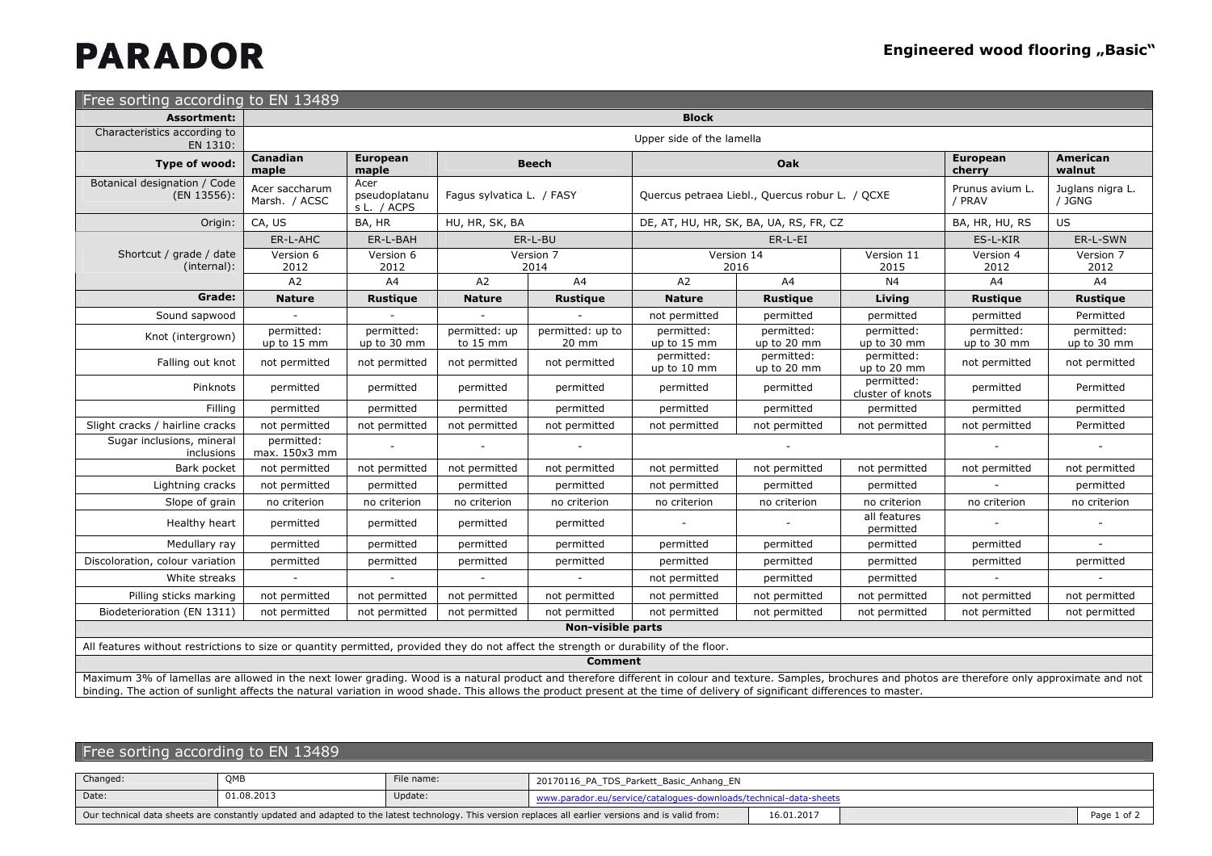# PARADOR

## Engineered wood flooring „Basic"

### Free sorting according to EN 13489

| Assortment: | Block | | | | | | | | | |
|---|---|---|---|---|---|---|---|---|---|---|
| Characteristics according to EN 1310: | Upper side of the lamella | | | | | | | | | |
| **Type of wood:** | **Canadian maple** | **European maple** | **Beech** | | **Oak** | | | **European cherry** | **American walnut** |
| Botanical designation / Code (EN 13556): | Acer saccharum Marsh. / ACSC | Acer pseudoplatanus L. / ACPS | Fagus sylvatica L. / FASY | | Quercus petraea Liebl., Quercus robur L. / QCXE | | | Prunus avium L. / PRAV | Juglans nigra L. / JGNG |
| Origin: | CA, US | BA, HR | HU, HR, SK, BA | | DE, AT, HU, HR, SK, BA, UA, RS, FR, CZ | | | BA, HR, HU, RS | US |
| Shortcut / grade / date (internal): | ER-L-AHC | ER-L-BAH | ER-L-BU | | ER-L-EI | | | ES-L-KIR | ER-L-SWN |
| | Version 6 2012 | Version 6 2012 | Version 7 2014 | | Version 14 2016 | | Version 11 2015 | Version 4 2012 | Version 7 2012 |
| | A2 | A4 | A2 | A4 | A2 | A4 | N4 | A4 | A4 |
| **Grade:** | **Nature** | **Rustique** | **Nature** | **Rustique** | **Nature** | **Rustique** | **Living** | **Rustique** | **Rustique** |
| Sound sapwood | - | - | - | - | not permitted | permitted | permitted | permitted | Permitted |
| Knot (intergrown) | permitted: up to 15 mm | permitted: up to 30 mm | permitted: up to 15 mm | permitted: up to 20 mm | permitted: up to 15 mm | permitted: up to 20 mm | permitted: up to 30 mm | permitted: up to 30 mm | permitted: up to 30 mm |
| Falling out knot | not permitted | not permitted | not permitted | not permitted | permitted: up to 10 mm | permitted: up to 20 mm | permitted: up to 20 mm | not permitted | not permitted |
| Pinknots | permitted | permitted | permitted | permitted | permitted | permitted | permitted: cluster of knots | permitted | Permitted |
| Filling | permitted | permitted | permitted | permitted | permitted | permitted | permitted | permitted | permitted |
| Slight cracks / hairline cracks | not permitted | not permitted | not permitted | not permitted | not permitted | not permitted | not permitted | not permitted | Permitted |
| Sugar inclusions, mineral inclusions | permitted: max. 150x3 mm | - | - | - | - | | | - | - |
| Bark pocket | not permitted | not permitted | not permitted | not permitted | not permitted | not permitted | not permitted | not permitted | not permitted |
| Lightning cracks | not permitted | permitted | permitted | permitted | not permitted | permitted | permitted | - | permitted |
| Slope of grain | no criterion | no criterion | no criterion | no criterion | no criterion | no criterion | no criterion | no criterion | no criterion |
| Healthy heart | permitted | permitted | permitted | permitted | - | - | all features permitted | - | - |
| Medullary ray | permitted | permitted | permitted | permitted | permitted | permitted | permitted | permitted | - |
| Discoloration, colour variation | permitted | permitted | permitted | permitted | permitted | permitted | permitted | permitted | permitted |
| White streaks | - | - | - | - | not permitted | permitted | permitted | - | - |
| Pilling sticks marking | not permitted | not permitted | not permitted | not permitted | not permitted | not permitted | not permitted | not permitted | not permitted |
| Biodeterioration (EN 1311) | not permitted | not permitted | not permitted | not permitted | not permitted | not permitted | not permitted | not permitted | not permitted |

**Non-visible parts**

All features without restrictions to size or quantity permitted, provided they do not affect the strength or durability of the floor.

**Comment**

Maximum 3% of lamellas are allowed in the next lower grading. Wood is a natural product and therefore different in colour and texture. Samples, brochures and photos are therefore only approximate and not binding. The action of sunlight affects the natural variation in wood shade. This allows the product present at the time of delivery of significant differences to master.

### Free sorting according to EN 13489

| Changed: | QMB | File name: | 20170116_PA_TDS_Parkett_Basic_Anhang_EN |
|---|---|---|---|
| Date: | 01.08.2013 | Update: | www.parador.eu/service/catalogues-downloads/technical-data-sheets |

Our technical data sheets are constantly updated and adapted to the latest technology. This version replaces all earlier versions and is valid from: 16.01.2017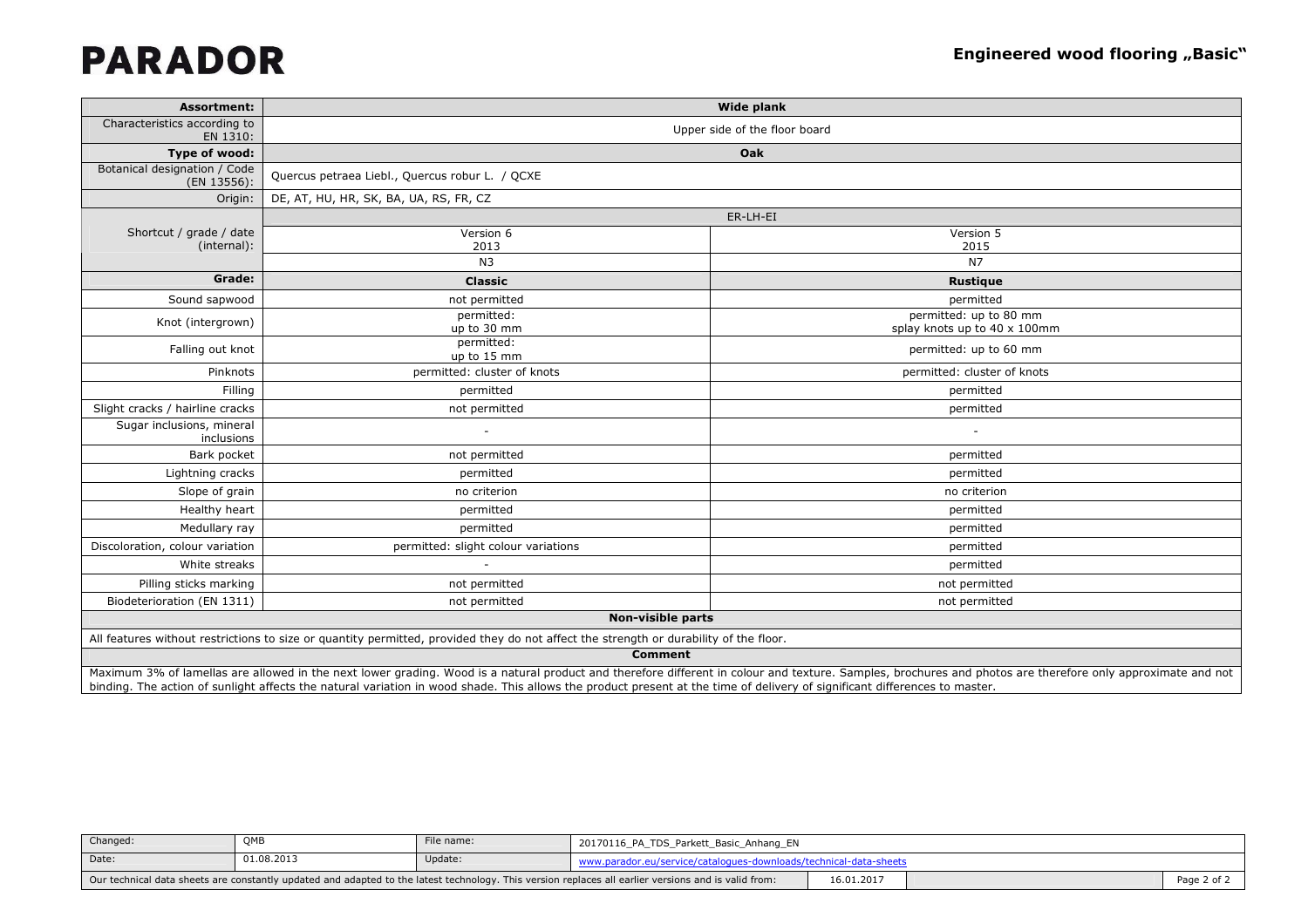# PARADOR

## Engineered wood flooring „Basic"

| **Assortment:** | **Wide plank** | |
|---|---|---|
| Characteristics according to EN 1310: | Upper side of the floor board | |
| **Type of wood:** | **Oak** | |
| Botanical designation / Code (EN 13556): | Quercus petraea Liebl., Quercus robur L. / QCXE | |
| Origin: | DE, AT, HU, HR, SK, BA, UA, RS, FR, CZ | |
| Shortcut / grade / date (internal): | ER-LH-EI | |
| | Version 6 2013 | Version 5 2015 |
| | N3 | N7 |
| **Grade:** | **Classic** | **Rustique** |
| Sound sapwood | not permitted | permitted |
| Knot (intergrown) | permitted: up to 30 mm | permitted: up to 80 mm splay knots up to 40 x 100mm |
| Falling out knot | permitted: up to 15 mm | permitted: up to 60 mm |
| Pinknots | permitted: cluster of knots | permitted: cluster of knots |
| Filling | permitted | permitted |
| Slight cracks / hairline cracks | not permitted | permitted |
| Sugar inclusions, mineral inclusions | - | - |
| Bark pocket | not permitted | permitted |
| Lightning cracks | permitted | permitted |
| Slope of grain | no criterion | no criterion |
| Healthy heart | permitted | permitted |
| Medullary ray | permitted | permitted |
| Discoloration, colour variation | permitted: slight colour variations | permitted |
| White streaks | - | permitted |
| Pilling sticks marking | not permitted | not permitted |
| Biodeterioration (EN 1311) | not permitted | not permitted |

**Non-visible parts**

All features without restrictions to size or quantity permitted, provided they do not affect the strength or durability of the floor.

**Comment**

Maximum 3% of lamellas are allowed in the next lower grading. Wood is a natural product and therefore different in colour and texture. Samples, brochures and photos are therefore only approximate and not binding. The action of sunlight affects the natural variation in wood shade. This allows the product present at the time of delivery of significant differences to master.

| | | | | | |
|---|---|---|---|---|---|
| Changed: | QMB | File name: | 20170116_PA_TDS_Parkett_Basic_Anhang_EN | | |
| Date: | 01.08.2013 | Update: | www.parador.eu/service/catalogues-downloads/technical-data-sheets | | |
| Our technical data sheets are constantly updated and adapted to the latest technology. This version replaces all earlier versions and is valid from: | | | 16.01.2017 | | |